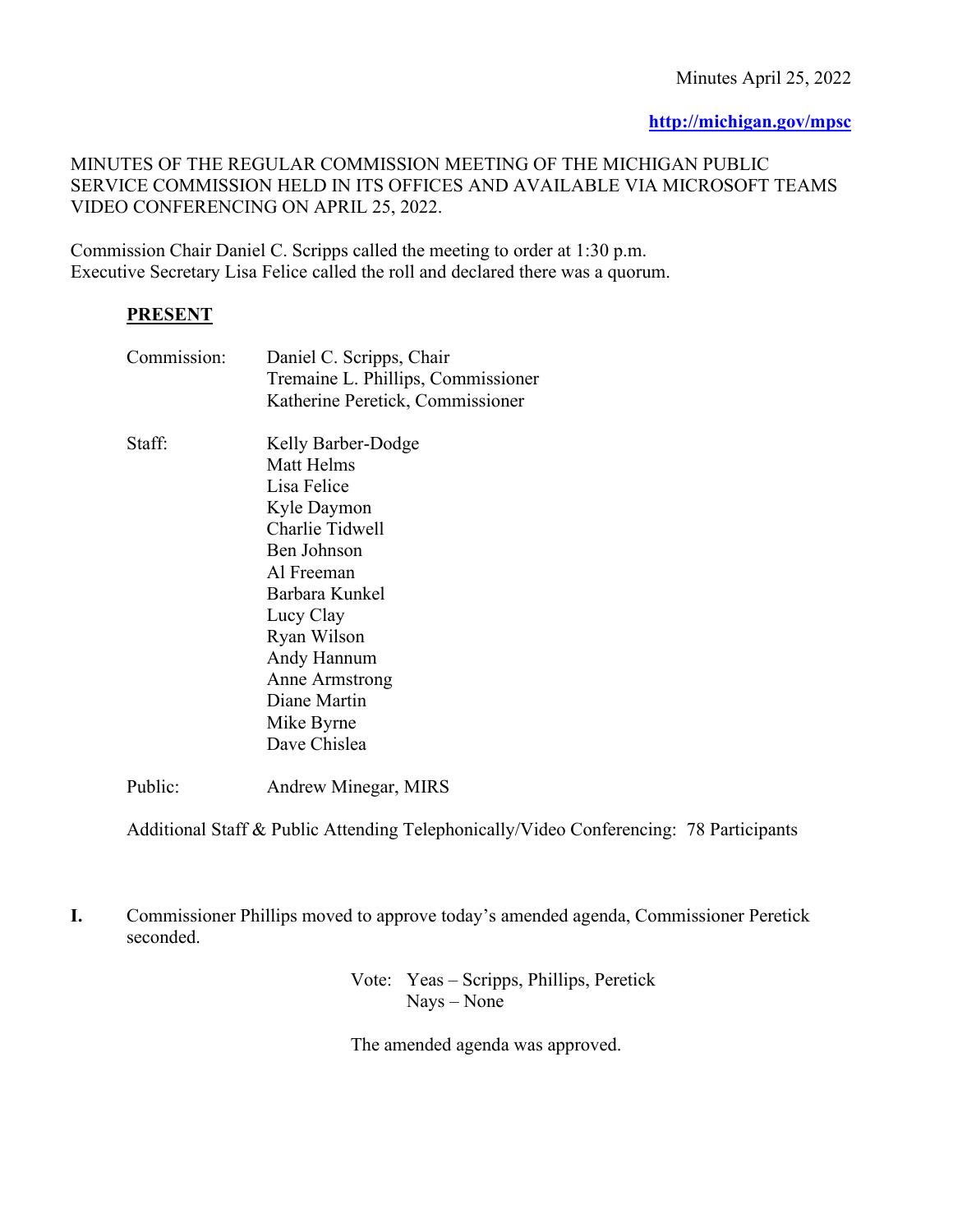Minutes April 25, 2022

**http://michigan.gov/mpsc**

MINUTES OF THE REGULAR COMMISSION MEETING OF THE MICHIGAN PUBLIC SERVICE COMMISSION HELD IN ITS OFFICES AND AVAILABLE VIA MICROSOFT TEAMS VIDEO CONFERENCING ON APRIL 25, 2022.

Commission Chair Daniel C. Scripps called the meeting to order at 1:30 p.m.
Executive Secretary Lisa Felice called the roll and declared there was a quorum.

**PRESENT**

Commission:
- Daniel C. Scripps, Chair
- Tremaine L. Phillips, Commissioner
- Katherine Peretick, Commissioner

Staff:
- Kelly Barber-Dodge
- Matt Helms
- Lisa Felice
- Kyle Daymon
- Charlie Tidwell
- Ben Johnson
- Al Freeman
- Barbara Kunkel
- Lucy Clay
- Ryan Wilson
- Andy Hannum
- Anne Armstrong
- Diane Martin
- Mike Byrne
- Dave Chislea

Public:
- Andrew Minegar, MIRS

Additional Staff & Public Attending Telephonically/Video Conferencing: 78 Participants

**I.** Commissioner Phillips moved to approve today's amended agenda, Commissioner Peretick seconded.

Vote: Yeas – Scripps, Phillips, Peretick
Nays – None

The amended agenda was approved.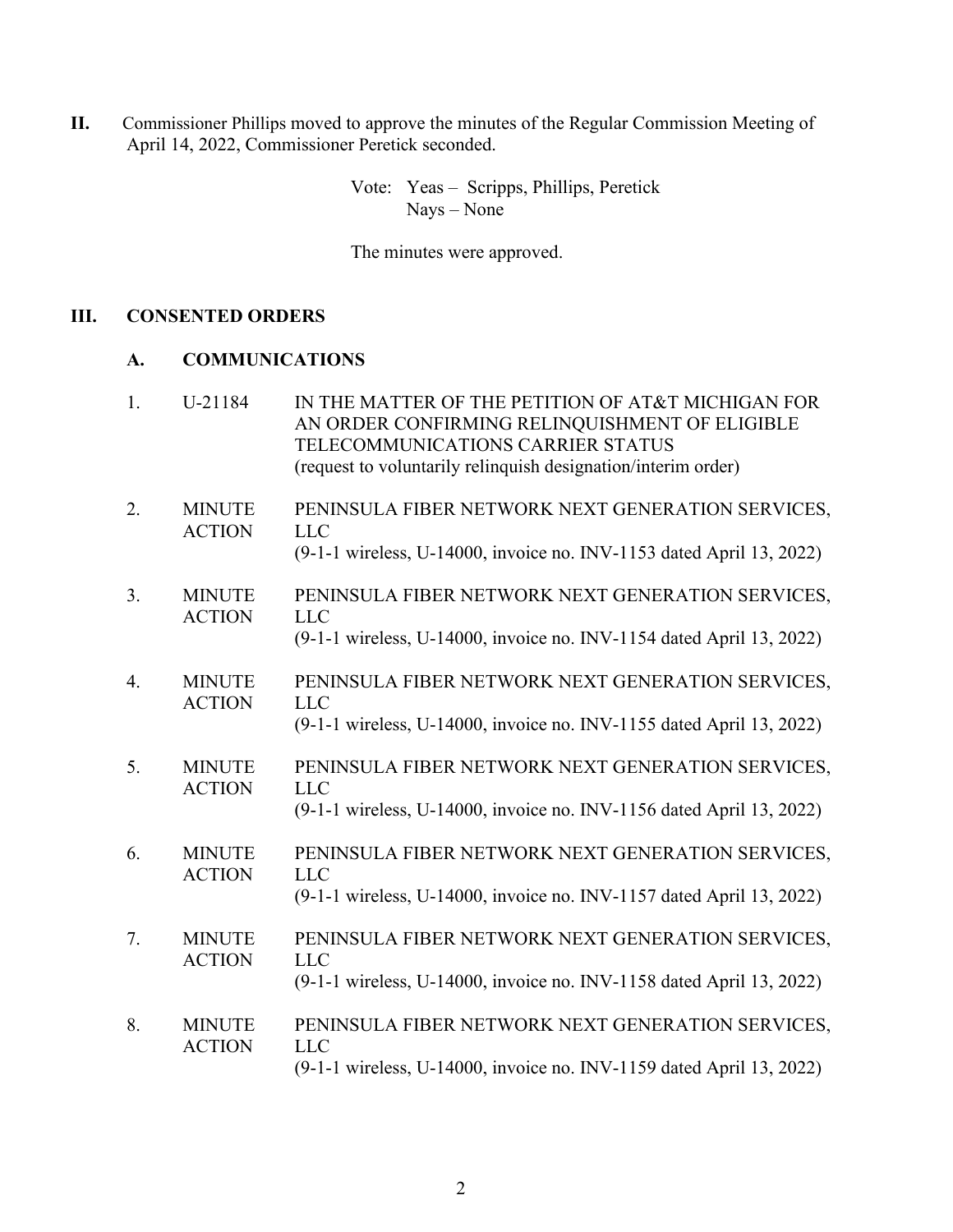**II.** Commissioner Phillips moved to approve the minutes of the Regular Commission Meeting of April 14, 2022, Commissioner Peretick seconded.

Vote: Yeas – Scripps, Phillips, Peretick
Nays – None

The minutes were approved.

## III. CONSENTED ORDERS

### A. COMMUNICATIONS

1. U-21184 — IN THE MATTER OF THE PETITION OF AT&T MICHIGAN FOR AN ORDER CONFIRMING RELINQUISHMENT OF ELIGIBLE TELECOMMUNICATIONS CARRIER STATUS
(request to voluntarily relinquish designation/interim order)

2. MINUTE ACTION — PENINSULA FIBER NETWORK NEXT GENERATION SERVICES, LLC
(9-1-1 wireless, U-14000, invoice no. INV-1153 dated April 13, 2022)

3. MINUTE ACTION — PENINSULA FIBER NETWORK NEXT GENERATION SERVICES, LLC
(9-1-1 wireless, U-14000, invoice no. INV-1154 dated April 13, 2022)

4. MINUTE ACTION — PENINSULA FIBER NETWORK NEXT GENERATION SERVICES, LLC
(9-1-1 wireless, U-14000, invoice no. INV-1155 dated April 13, 2022)

5. MINUTE ACTION — PENINSULA FIBER NETWORK NEXT GENERATION SERVICES, LLC
(9-1-1 wireless, U-14000, invoice no. INV-1156 dated April 13, 2022)

6. MINUTE ACTION — PENINSULA FIBER NETWORK NEXT GENERATION SERVICES, LLC
(9-1-1 wireless, U-14000, invoice no. INV-1157 dated April 13, 2022)

7. MINUTE ACTION — PENINSULA FIBER NETWORK NEXT GENERATION SERVICES, LLC
(9-1-1 wireless, U-14000, invoice no. INV-1158 dated April 13, 2022)

8. MINUTE ACTION — PENINSULA FIBER NETWORK NEXT GENERATION SERVICES, LLC
(9-1-1 wireless, U-14000, invoice no. INV-1159 dated April 13, 2022)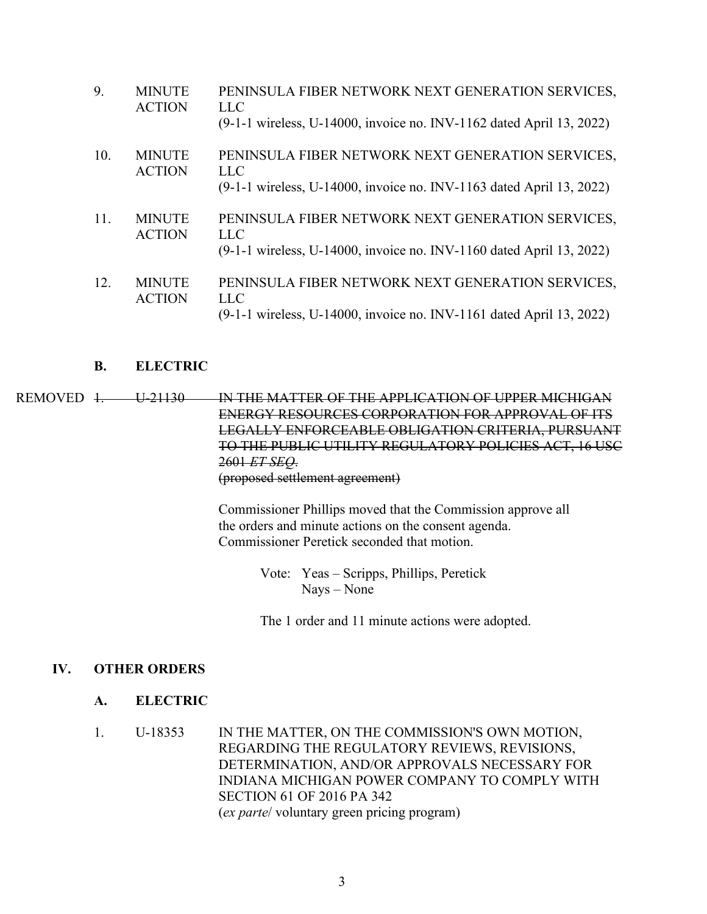9. MINUTE ACTION — PENINSULA FIBER NETWORK NEXT GENERATION SERVICES, LLC
(9-1-1 wireless, U-14000, invoice no. INV-1162 dated April 13, 2022)

10. MINUTE ACTION — PENINSULA FIBER NETWORK NEXT GENERATION SERVICES, LLC
(9-1-1 wireless, U-14000, invoice no. INV-1163 dated April 13, 2022)

11. MINUTE ACTION — PENINSULA FIBER NETWORK NEXT GENERATION SERVICES, LLC
(9-1-1 wireless, U-14000, invoice no. INV-1160 dated April 13, 2022)

12. MINUTE ACTION — PENINSULA FIBER NETWORK NEXT GENERATION SERVICES, LLC
(9-1-1 wireless, U-14000, invoice no. INV-1161 dated April 13, 2022)

### B. ELECTRIC

REMOVED ~~1. U-21130 IN THE MATTER OF THE APPLICATION OF UPPER MICHIGAN ENERGY RESOURCES CORPORATION FOR APPROVAL OF ITS LEGALLY ENFORCEABLE OBLIGATION CRITERIA, PURSUANT TO THE PUBLIC UTILITY REGULATORY POLICIES ACT, 16 USC 2601 *ET SEQ*.~~
~~(proposed settlement agreement)~~

Commissioner Phillips moved that the Commission approve all the orders and minute actions on the consent agenda. Commissioner Peretick seconded that motion.

Vote: Yeas – Scripps, Phillips, Peretick
Nays – None

The 1 order and 11 minute actions were adopted.

## IV. OTHER ORDERS

### A. ELECTRIC

1. U-18353 IN THE MATTER, ON THE COMMISSION'S OWN MOTION, REGARDING THE REGULATORY REVIEWS, REVISIONS, DETERMINATION, AND/OR APPROVALS NECESSARY FOR INDIANA MICHIGAN POWER COMPANY TO COMPLY WITH SECTION 61 OF 2016 PA 342
(*ex parte*/ voluntary green pricing program)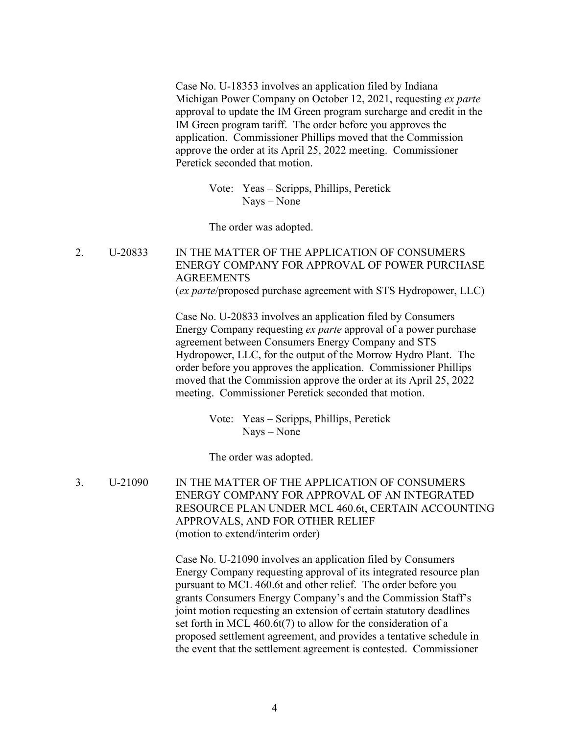Case No. U-18353 involves an application filed by Indiana Michigan Power Company on October 12, 2021, requesting *ex parte* approval to update the IM Green program surcharge and credit in the IM Green program tariff. The order before you approves the application. Commissioner Phillips moved that the Commission approve the order at its April 25, 2022 meeting. Commissioner Peretick seconded that motion.

Vote: Yeas – Scripps, Phillips, Peretick
Nays – None

The order was adopted.

2. U-20833 IN THE MATTER OF THE APPLICATION OF CONSUMERS ENERGY COMPANY FOR APPROVAL OF POWER PURCHASE AGREEMENTS
(*ex parte*/proposed purchase agreement with STS Hydropower, LLC)

Case No. U-20833 involves an application filed by Consumers Energy Company requesting *ex parte* approval of a power purchase agreement between Consumers Energy Company and STS Hydropower, LLC, for the output of the Morrow Hydro Plant. The order before you approves the application. Commissioner Phillips moved that the Commission approve the order at its April 25, 2022 meeting. Commissioner Peretick seconded that motion.

Vote: Yeas – Scripps, Phillips, Peretick
Nays – None

The order was adopted.

3. U-21090 IN THE MATTER OF THE APPLICATION OF CONSUMERS ENERGY COMPANY FOR APPROVAL OF AN INTEGRATED RESOURCE PLAN UNDER MCL 460.6t, CERTAIN ACCOUNTING APPROVALS, AND FOR OTHER RELIEF
(motion to extend/interim order)

Case No. U-21090 involves an application filed by Consumers Energy Company requesting approval of its integrated resource plan pursuant to MCL 460.6t and other relief. The order before you grants Consumers Energy Company's and the Commission Staff's joint motion requesting an extension of certain statutory deadlines set forth in MCL 460.6t(7) to allow for the consideration of a proposed settlement agreement, and provides a tentative schedule in the event that the settlement agreement is contested. Commissioner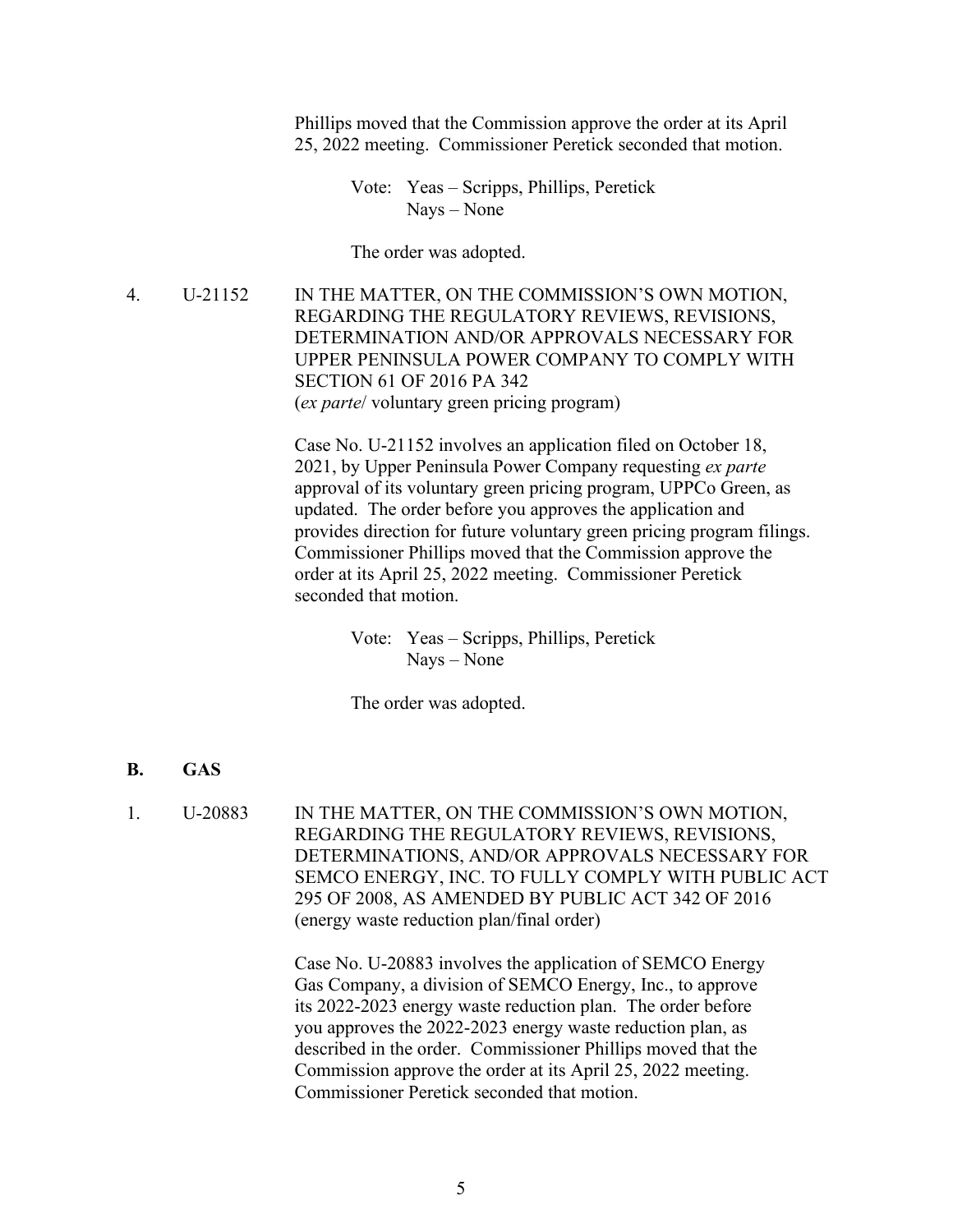Phillips moved that the Commission approve the order at its April 25, 2022 meeting. Commissioner Peretick seconded that motion.

Vote: Yeas – Scripps, Phillips, Peretick
Nays – None

The order was adopted.

4. U-21152 IN THE MATTER, ON THE COMMISSION'S OWN MOTION, REGARDING THE REGULATORY REVIEWS, REVISIONS, DETERMINATION AND/OR APPROVALS NECESSARY FOR UPPER PENINSULA POWER COMPANY TO COMPLY WITH SECTION 61 OF 2016 PA 342
(*ex parte*/ voluntary green pricing program)

Case No. U-21152 involves an application filed on October 18, 2021, by Upper Peninsula Power Company requesting *ex parte* approval of its voluntary green pricing program, UPPCo Green, as updated. The order before you approves the application and provides direction for future voluntary green pricing program filings. Commissioner Phillips moved that the Commission approve the order at its April 25, 2022 meeting. Commissioner Peretick seconded that motion.

Vote: Yeas – Scripps, Phillips, Peretick
Nays – None

The order was adopted.

## B. GAS

1. U-20883 IN THE MATTER, ON THE COMMISSION'S OWN MOTION, REGARDING THE REGULATORY REVIEWS, REVISIONS, DETERMINATIONS, AND/OR APPROVALS NECESSARY FOR SEMCO ENERGY, INC. TO FULLY COMPLY WITH PUBLIC ACT 295 OF 2008, AS AMENDED BY PUBLIC ACT 342 OF 2016
(energy waste reduction plan/final order)

Case No. U-20883 involves the application of SEMCO Energy Gas Company, a division of SEMCO Energy, Inc., to approve its 2022-2023 energy waste reduction plan. The order before you approves the 2022-2023 energy waste reduction plan, as described in the order. Commissioner Phillips moved that the Commission approve the order at its April 25, 2022 meeting. Commissioner Peretick seconded that motion.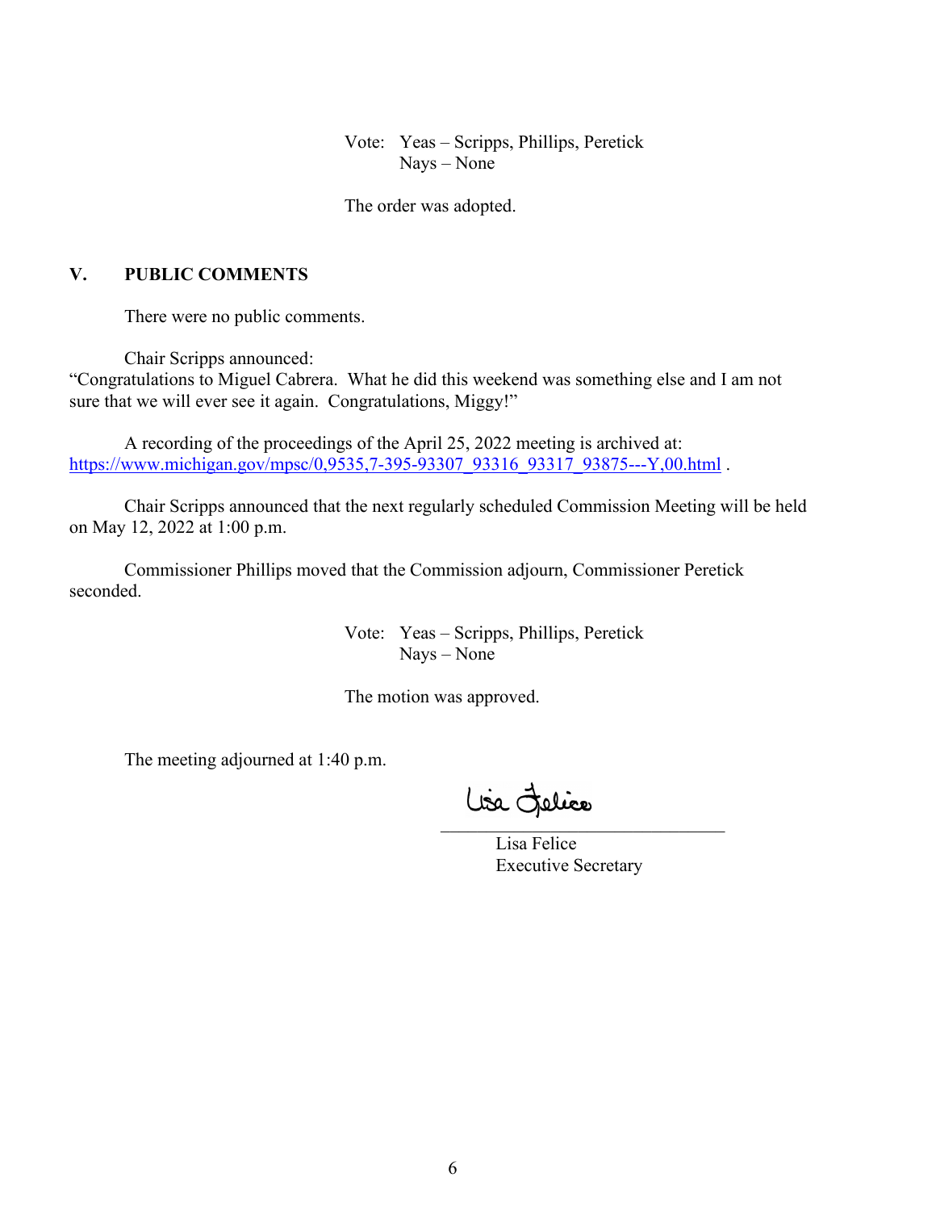Vote: Yeas – Scripps, Phillips, Peretick
Nays – None

The order was adopted.

## V. PUBLIC COMMENTS

There were no public comments.

Chair Scripps announced:
"Congratulations to Miguel Cabrera. What he did this weekend was something else and I am not sure that we will ever see it again. Congratulations, Miggy!"

A recording of the proceedings of the April 25, 2022 meeting is archived at: https://www.michigan.gov/mpsc/0,9535,7-395-93307_93316_93317_93875---Y,00.html .

Chair Scripps announced that the next regularly scheduled Commission Meeting will be held on May 12, 2022 at 1:00 p.m.

Commissioner Phillips moved that the Commission adjourn, Commissioner Peretick seconded.

Vote: Yeas – Scripps, Phillips, Peretick
Nays – None

The motion was approved.

The meeting adjourned at 1:40 p.m.

Lisa Felice
Executive Secretary